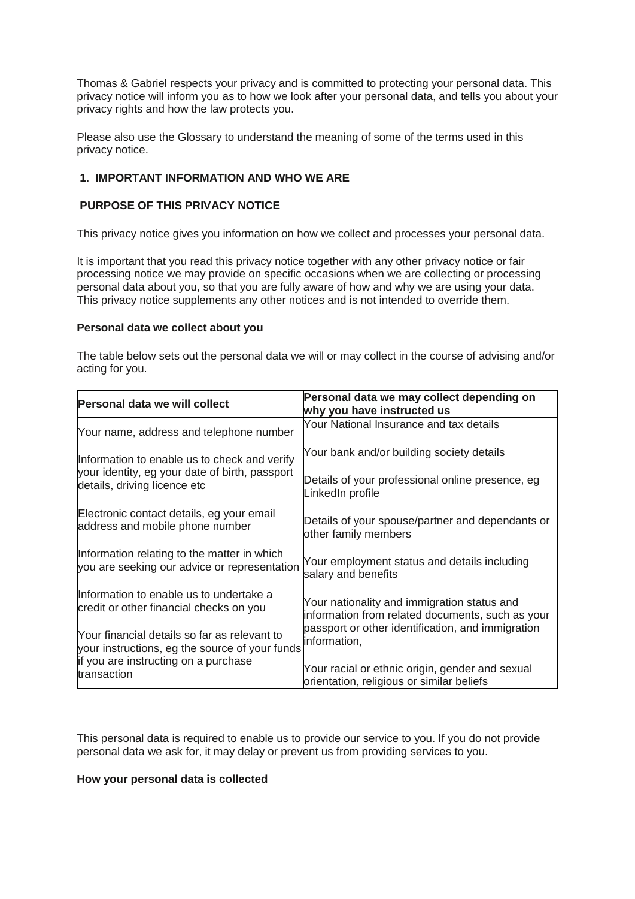Thomas & Gabriel respects your privacy and is committed to protecting your personal data. This privacy notice will inform you as to how we look after your personal data, and tells you about your privacy rights and how the law protects you.

Please also use the Glossary to understand the meaning of some of the terms used in this privacy notice.

## 1. IMPORTANT INFORMATION AND WHO WE ARE

### PURPOSE OF THIS PRIVACY NOTICE

This privacy notice gives you information on how we collect and processes your personal data.

It is important that you read this privacy notice together with any other privacy notice or fair processing notice we may provide on specific occasions when we are collecting or processing personal data about you, so that you are fully aware of how and why we are using your data. This privacy notice supplements any other notices and is not intended to override them.

**Personal data we collect about you**

The table below sets out the personal data we will or may collect in the course of advising and/or acting for you.

| Personal data we will collect | Personal data we may collect depending on why you have instructed us |
|---|---|
| Your name, address and telephone number | Your National Insurance and tax details |
| Information to enable us to check and verify your identity, eg your date of birth, passport details, driving licence etc | Your bank and/or building society details |
| Electronic contact details, eg your email address and mobile phone number | Details of your professional online presence, eg LinkedIn profile |
| Information relating to the matter in which you are seeking our advice or representation | Details of your spouse/partner and dependants or other family members |
| Information to enable us to undertake a credit or other financial checks on you | Your employment status and details including salary and benefits |
| Your financial details so far as relevant to your instructions, eg the source of your funds if you are instructing on a purchase transaction | Your nationality and immigration status and information from related documents, such as your passport or other identification, and immigration information, |
| | Your racial or ethnic origin, gender and sexual orientation, religious or similar beliefs |

This personal data is required to enable us to provide our service to you. If you do not provide personal data we ask for, it may delay or prevent us from providing services to you.

**How your personal data is collected**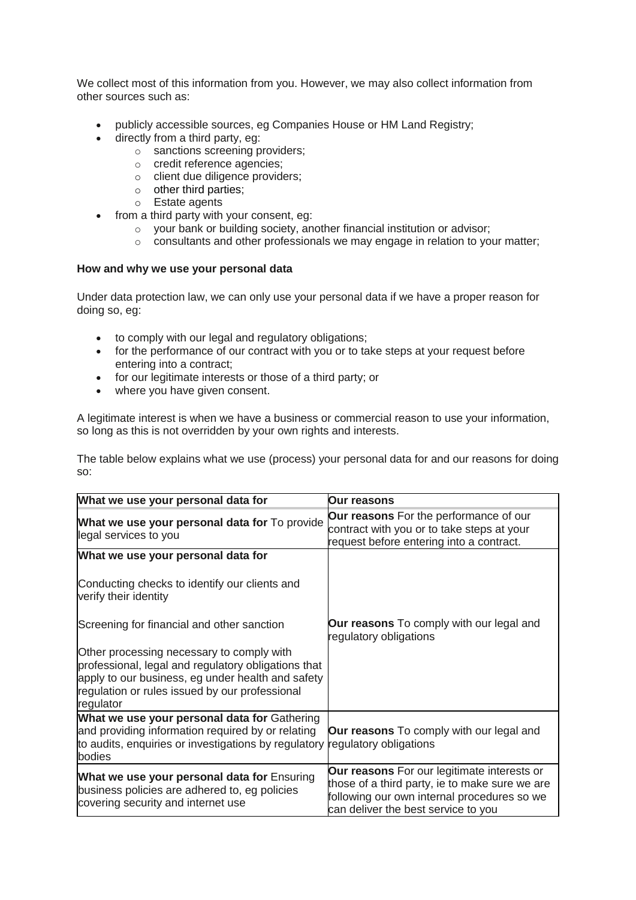We collect most of this information from you. However, we may also collect information from other sources such as:

- publicly accessible sources, eg Companies House or HM Land Registry;
- directly from a third party, eg:
  - sanctions screening providers;
  - credit reference agencies;
  - client due diligence providers;
  - other third parties;
  - Estate agents
- from a third party with your consent, eg:
  - your bank or building society, another financial institution or advisor;
  - consultants and other professionals we may engage in relation to your matter;

**How and why we use your personal data**

Under data protection law, we can only use your personal data if we have a proper reason for doing so, eg:

- to comply with our legal and regulatory obligations;
- for the performance of our contract with you or to take steps at your request before entering into a contract;
- for our legitimate interests or those of a third party; or
- where you have given consent.

A legitimate interest is when we have a business or commercial reason to use your information, so long as this is not overridden by your own rights and interests.

The table below explains what we use (process) your personal data for and our reasons for doing so:

| What we use your personal data for | Our reasons |
|---|---|
| **What we use your personal data for** To provide legal services to you | **Our reasons** For the performance of our contract with you or to take steps at your request before entering into a contract. |
| **What we use your personal data for**<br><br>Conducting checks to identify our clients and verify their identity<br><br>Screening for financial and other sanction<br><br>Other processing necessary to comply with professional, legal and regulatory obligations that apply to our business, eg under health and safety regulation or rules issued by our professional regulator | **Our reasons** To comply with our legal and regulatory obligations |
| **What we use your personal data for** Gathering and providing information required by or relating to audits, enquiries or investigations by regulatory bodies | **Our reasons** To comply with our legal and regulatory obligations |
| **What we use your personal data for** Ensuring business policies are adhered to, eg policies covering security and internet use | **Our reasons** For our legitimate interests or those of a third party, ie to make sure we are following our own internal procedures so we can deliver the best service to you |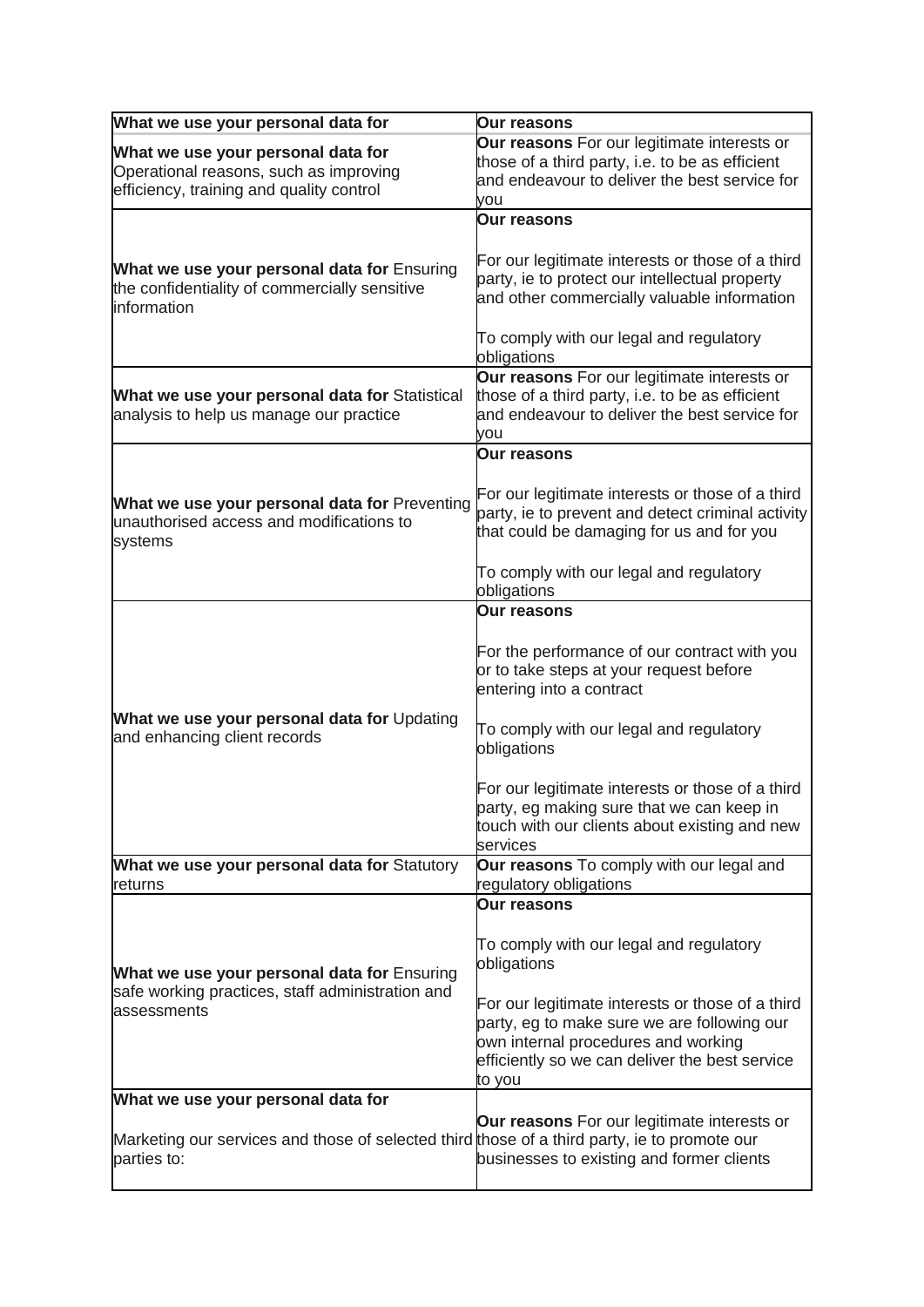| What we use your personal data for | Our reasons |
|---|---|
| **What we use your personal data for** Operational reasons, such as improving efficiency, training and quality control | **Our reasons** For our legitimate interests or those of a third party, i.e. to be as efficient and endeavour to deliver the best service for you |
| **What we use your personal data for** Ensuring the confidentiality of commercially sensitive information | **Our reasons**<br><br>For our legitimate interests or those of a third party, ie to protect our intellectual property and other commercially valuable information<br><br>To comply with our legal and regulatory obligations |
| **What we use your personal data for** Statistical analysis to help us manage our practice | **Our reasons** For our legitimate interests or those of a third party, i.e. to be as efficient and endeavour to deliver the best service for you |
| **What we use your personal data for** Preventing unauthorised access and modifications to systems | **Our reasons**<br><br>For our legitimate interests or those of a third party, ie to prevent and detect criminal activity that could be damaging for us and for you<br><br>To comply with our legal and regulatory obligations |
| **What we use your personal data for** Updating and enhancing client records | **Our reasons**<br><br>For the performance of our contract with you or to take steps at your request before entering into a contract<br><br>To comply with our legal and regulatory obligations<br><br>For our legitimate interests or those of a third party, eg making sure that we can keep in touch with our clients about existing and new services |
| **What we use your personal data for** Statutory returns | **Our reasons** To comply with our legal and regulatory obligations |
| **What we use your personal data for** Ensuring safe working practices, staff administration and assessments | **Our reasons**<br><br>To comply with our legal and regulatory obligations<br><br>For our legitimate interests or those of a third party, eg to make sure we are following our own internal procedures and working efficiently so we can deliver the best service to you |
| **What we use your personal data for**<br><br>Marketing our services and those of selected third parties to: | **Our reasons** For our legitimate interests or those of a third party, ie to promote our businesses to existing and former clients |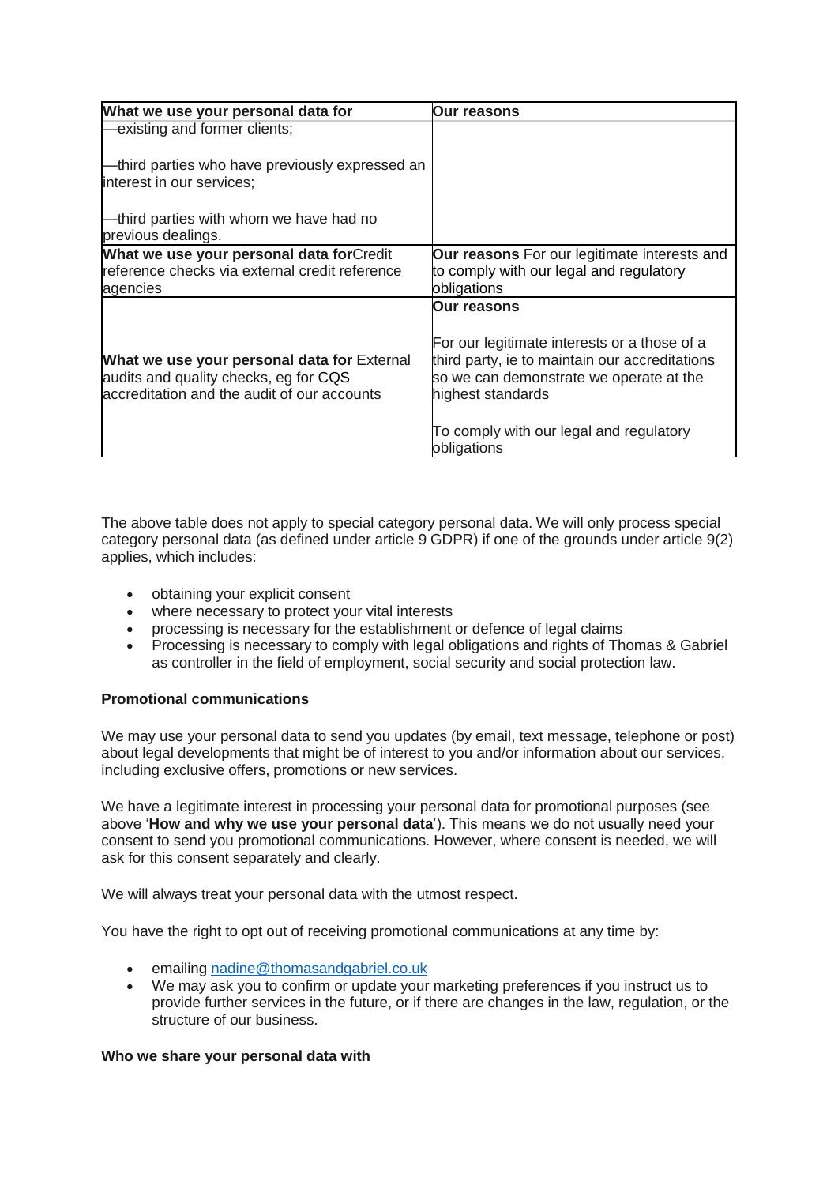| What we use your personal data for | Our reasons |
| --- | --- |
| —existing and former clients;<br><br>—third parties who have previously expressed an interest in our services;<br><br>—third parties with whom we have had no previous dealings. | |
| **What we use your personal data for** Credit reference checks via external credit reference agencies | **Our reasons** For our legitimate interests and to comply with our legal and regulatory obligations |
| **What we use your personal data for** External audits and quality checks, eg for CQS accreditation and the audit of our accounts | **Our reasons**<br><br>For our legitimate interests or a those of a third party, ie to maintain our accreditations so we can demonstrate we operate at the highest standards<br><br>To comply with our legal and regulatory obligations |

The above table does not apply to special category personal data. We will only process special category personal data (as defined under article 9 GDPR) if one of the grounds under article 9(2) applies, which includes:

- obtaining your explicit consent
- where necessary to protect your vital interests
- processing is necessary for the establishment or defence of legal claims
- Processing is necessary to comply with legal obligations and rights of Thomas & Gabriel as controller in the field of employment, social security and social protection law.

**Promotional communications**

We may use your personal data to send you updates (by email, text message, telephone or post) about legal developments that might be of interest to you and/or information about our services, including exclusive offers, promotions or new services.

We have a legitimate interest in processing your personal data for promotional purposes (see above '**How and why we use your personal data**'). This means we do not usually need your consent to send you promotional communications. However, where consent is needed, we will ask for this consent separately and clearly.

We will always treat your personal data with the utmost respect.

You have the right to opt out of receiving promotional communications at any time by:

- emailing nadine@thomasandgabriel.co.uk
- We may ask you to confirm or update your marketing preferences if you instruct us to provide further services in the future, or if there are changes in the law, regulation, or the structure of our business.

**Who we share your personal data with**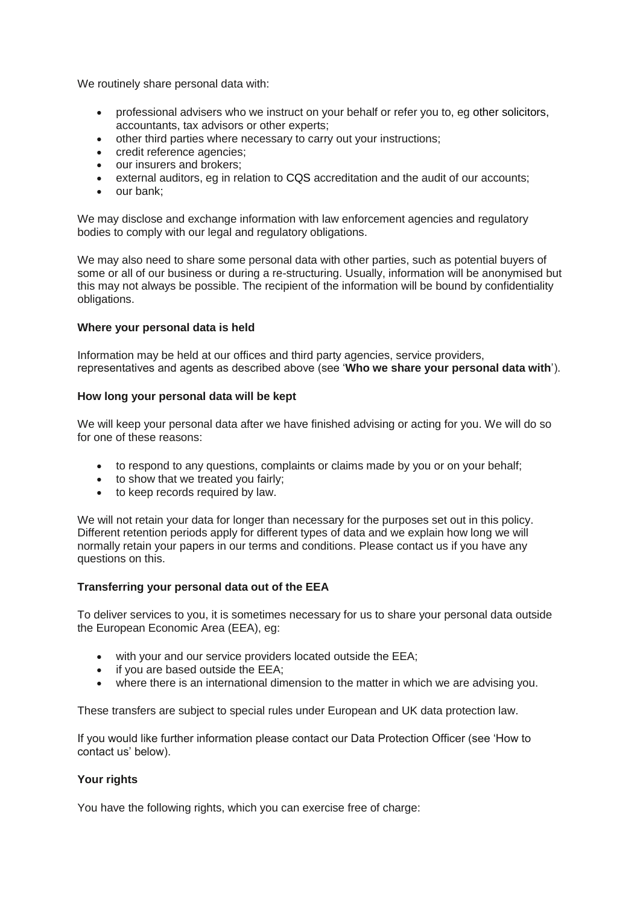We routinely share personal data with:

- professional advisers who we instruct on your behalf or refer you to, eg other solicitors, accountants, tax advisors or other experts;
- other third parties where necessary to carry out your instructions;
- credit reference agencies;
- our insurers and brokers;
- external auditors, eg in relation to CQS accreditation and the audit of our accounts;
- our bank;

We may disclose and exchange information with law enforcement agencies and regulatory bodies to comply with our legal and regulatory obligations.

We may also need to share some personal data with other parties, such as potential buyers of some or all of our business or during a re-structuring. Usually, information will be anonymised but this may not always be possible. The recipient of the information will be bound by confidentiality obligations.

**Where your personal data is held**

Information may be held at our offices and third party agencies, service providers, representatives and agents as described above (see '**Who we share your personal data with**').

**How long your personal data will be kept**

We will keep your personal data after we have finished advising or acting for you. We will do so for one of these reasons:

- to respond to any questions, complaints or claims made by you or on your behalf;
- to show that we treated you fairly;
- to keep records required by law.

We will not retain your data for longer than necessary for the purposes set out in this policy. Different retention periods apply for different types of data and we explain how long we will normally retain your papers in our terms and conditions. Please contact us if you have any questions on this.

**Transferring your personal data out of the EEA**

To deliver services to you, it is sometimes necessary for us to share your personal data outside the European Economic Area (EEA), eg:

- with your and our service providers located outside the EEA;
- if you are based outside the EEA;
- where there is an international dimension to the matter in which we are advising you.

These transfers are subject to special rules under European and UK data protection law.

If you would like further information please contact our Data Protection Officer (see 'How to contact us' below).

**Your rights**

You have the following rights, which you can exercise free of charge: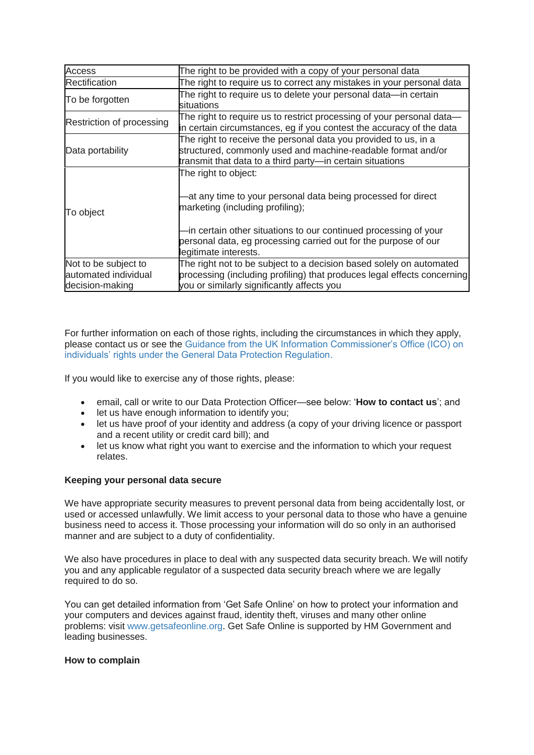| | |
|---|---|
| Access | The right to be provided with a copy of your personal data |
| Rectification | The right to require us to correct any mistakes in your personal data |
| To be forgotten | The right to require us to delete your personal data—in certain situations |
| Restriction of processing | The right to require us to restrict processing of your personal data—in certain circumstances, eg if you contest the accuracy of the data |
| Data portability | The right to receive the personal data you provided to us, in a structured, commonly used and machine-readable format and/or transmit that data to a third party—in certain situations |
| To object | The right to object:<br><br>—at any time to your personal data being processed for direct marketing (including profiling);<br><br>—in certain other situations to our continued processing of your personal data, eg processing carried out for the purpose of our legitimate interests. |
| Not to be subject to automated individual decision-making | The right not to be subject to a decision based solely on automated processing (including profiling) that produces legal effects concerning you or similarly significantly affects you |

For further information on each of those rights, including the circumstances in which they apply, please contact us or see the Guidance from the UK Information Commissioner's Office (ICO) on individuals' rights under the General Data Protection Regulation.

If you would like to exercise any of those rights, please:

- email, call or write to our Data Protection Officer—see below: '**How to contact us**'; and
- let us have enough information to identify you;
- let us have proof of your identity and address (a copy of your driving licence or passport and a recent utility or credit card bill); and
- let us know what right you want to exercise and the information to which your request relates.

**Keeping your personal data secure**

We have appropriate security measures to prevent personal data from being accidentally lost, or used or accessed unlawfully. We limit access to your personal data to those who have a genuine business need to access it. Those processing your information will do so only in an authorised manner and are subject to a duty of confidentiality.

We also have procedures in place to deal with any suspected data security breach. We will notify you and any applicable regulator of a suspected data security breach where we are legally required to do so.

You can get detailed information from 'Get Safe Online' on how to protect your information and your computers and devices against fraud, identity theft, viruses and many other online problems: visit www.getsafeonline.org. Get Safe Online is supported by HM Government and leading businesses.

**How to complain**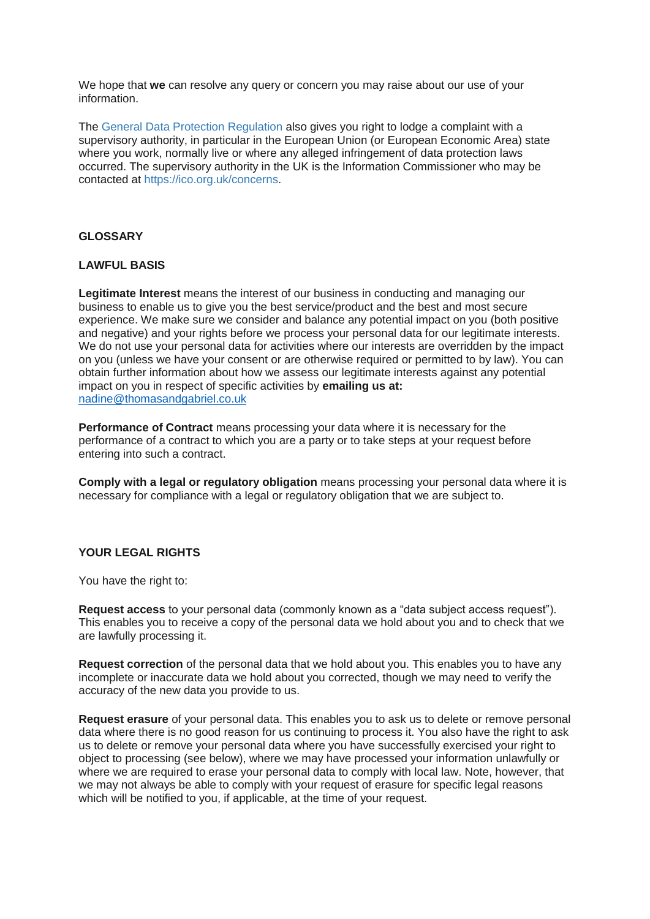We hope that **we** can resolve any query or concern you may raise about our use of your information.

The General Data Protection Regulation also gives you right to lodge a complaint with a supervisory authority, in particular in the European Union (or European Economic Area) state where you work, normally live or where any alleged infringement of data protection laws occurred. The supervisory authority in the UK is the Information Commissioner who may be contacted at https://ico.org.uk/concerns.

## GLOSSARY

### LAWFUL BASIS

**Legitimate Interest** means the interest of our business in conducting and managing our business to enable us to give you the best service/product and the best and most secure experience. We make sure we consider and balance any potential impact on you (both positive and negative) and your rights before we process your personal data for our legitimate interests. We do not use your personal data for activities where our interests are overridden by the impact on you (unless we have your consent or are otherwise required or permitted to by law). You can obtain further information about how we assess our legitimate interests against any potential impact on you in respect of specific activities by **emailing us at:** nadine@thomasandgabriel.co.uk

**Performance of Contract** means processing your data where it is necessary for the performance of a contract to which you are a party or to take steps at your request before entering into such a contract.

**Comply with a legal or regulatory obligation** means processing your personal data where it is necessary for compliance with a legal or regulatory obligation that we are subject to.

### YOUR LEGAL RIGHTS

You have the right to:

**Request access** to your personal data (commonly known as a “data subject access request”). This enables you to receive a copy of the personal data we hold about you and to check that we are lawfully processing it.

**Request correction** of the personal data that we hold about you. This enables you to have any incomplete or inaccurate data we hold about you corrected, though we may need to verify the accuracy of the new data you provide to us.

**Request erasure** of your personal data. This enables you to ask us to delete or remove personal data where there is no good reason for us continuing to process it. You also have the right to ask us to delete or remove your personal data where you have successfully exercised your right to object to processing (see below), where we may have processed your information unlawfully or where we are required to erase your personal data to comply with local law. Note, however, that we may not always be able to comply with your request of erasure for specific legal reasons which will be notified to you, if applicable, at the time of your request.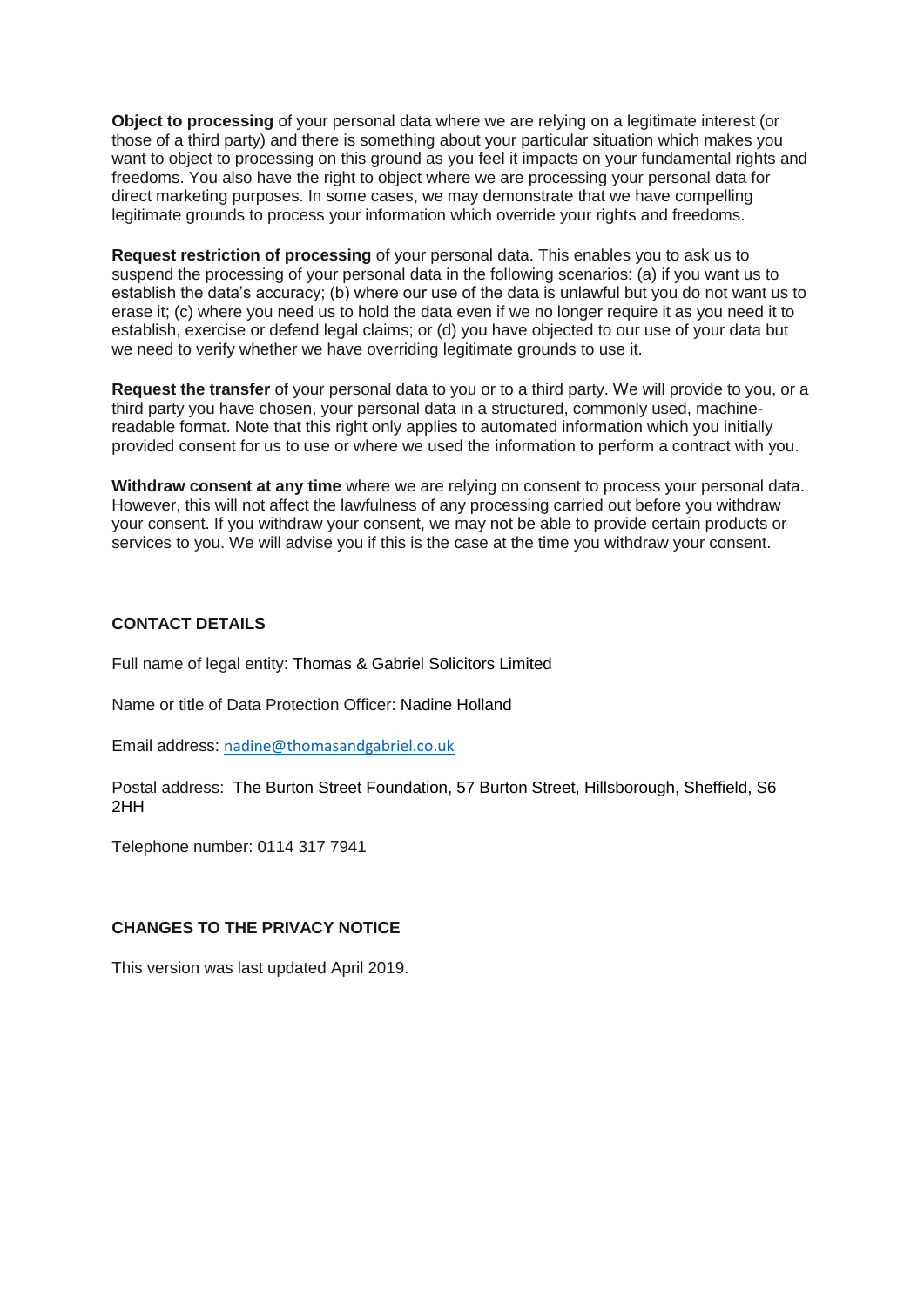**Object to processing** of your personal data where we are relying on a legitimate interest (or those of a third party) and there is something about your particular situation which makes you want to object to processing on this ground as you feel it impacts on your fundamental rights and freedoms. You also have the right to object where we are processing your personal data for direct marketing purposes. In some cases, we may demonstrate that we have compelling legitimate grounds to process your information which override your rights and freedoms.

**Request restriction of processing** of your personal data. This enables you to ask us to suspend the processing of your personal data in the following scenarios: (a) if you want us to establish the data's accuracy; (b) where our use of the data is unlawful but you do not want us to erase it; (c) where you need us to hold the data even if we no longer require it as you need it to establish, exercise or defend legal claims; or (d) you have objected to our use of your data but we need to verify whether we have overriding legitimate grounds to use it.

**Request the transfer** of your personal data to you or to a third party. We will provide to you, or a third party you have chosen, your personal data in a structured, commonly used, machine-readable format. Note that this right only applies to automated information which you initially provided consent for us to use or where we used the information to perform a contract with you.

**Withdraw consent at any time** where we are relying on consent to process your personal data. However, this will not affect the lawfulness of any processing carried out before you withdraw your consent. If you withdraw your consent, we may not be able to provide certain products or services to you. We will advise you if this is the case at the time you withdraw your consent.

## CONTACT DETAILS

Full name of legal entity: Thomas & Gabriel Solicitors Limited

Name or title of Data Protection Officer: Nadine Holland

Email address: nadine@thomasandgabriel.co.uk

Postal address: The Burton Street Foundation, 57 Burton Street, Hillsborough, Sheffield, S6 2HH

Telephone number: 0114 317 7941

## CHANGES TO THE PRIVACY NOTICE

This version was last updated April 2019.